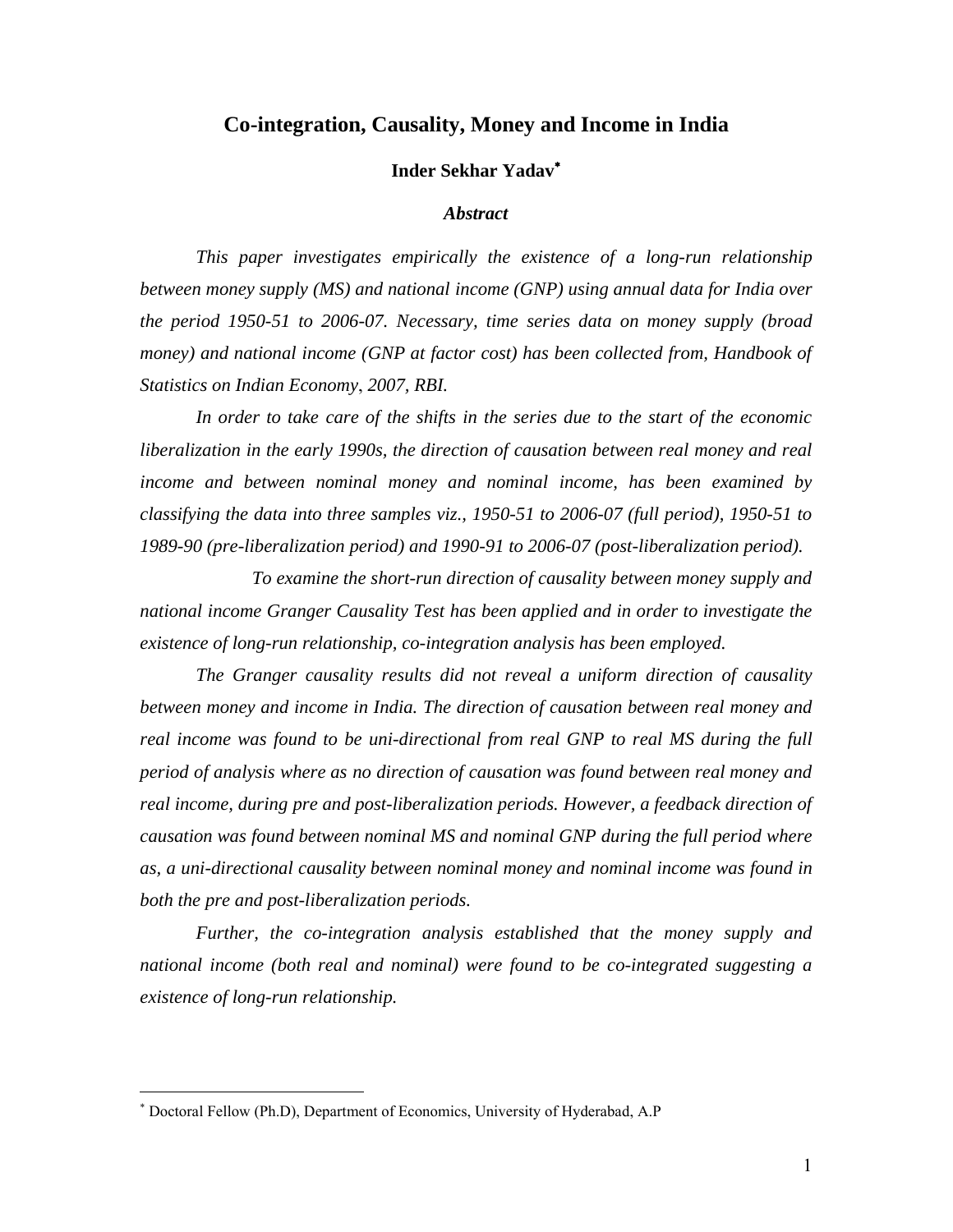# Co-integration, Causality, Money and Income in India

**Inder Sekhar Yadav**[*]

***Abstract***

*This paper investigates empirically the existence of a long-run relationship between money supply (MS) and national income (GNP) using annual data for India over the period 1950-51 to 2006-07. Necessary, time series data on money supply (broad money) and national income (GNP at factor cost) has been collected from, Handbook of Statistics on Indian Economy, 2007, RBI.*

*In order to take care of the shifts in the series due to the start of the economic liberalization in the early 1990s, the direction of causation between real money and real income and between nominal money and nominal income, has been examined by classifying the data into three samples viz., 1950-51 to 2006-07 (full period), 1950-51 to 1989-90 (pre-liberalization period) and 1990-91 to 2006-07 (post-liberalization period).*

*To examine the short-run direction of causality between money supply and national income Granger Causality Test has been applied and in order to investigate the existence of long-run relationship, co-integration analysis has been employed.*

*The Granger causality results did not reveal a uniform direction of causality between money and income in India. The direction of causation between real money and real income was found to be uni-directional from real GNP to real MS during the full period of analysis where as no direction of causation was found between real money and real income, during pre and post-liberalization periods. However, a feedback direction of causation was found between nominal MS and nominal GNP during the full period where as, a uni-directional causality between nominal money and nominal income was found in both the pre and post-liberalization periods.*

*Further, the co-integration analysis established that the money supply and national income (both real and nominal) were found to be co-integrated suggesting a existence of long-run relationship.*

---

[*] Doctoral Fellow (Ph.D), Department of Economics, University of Hyderabad, A.P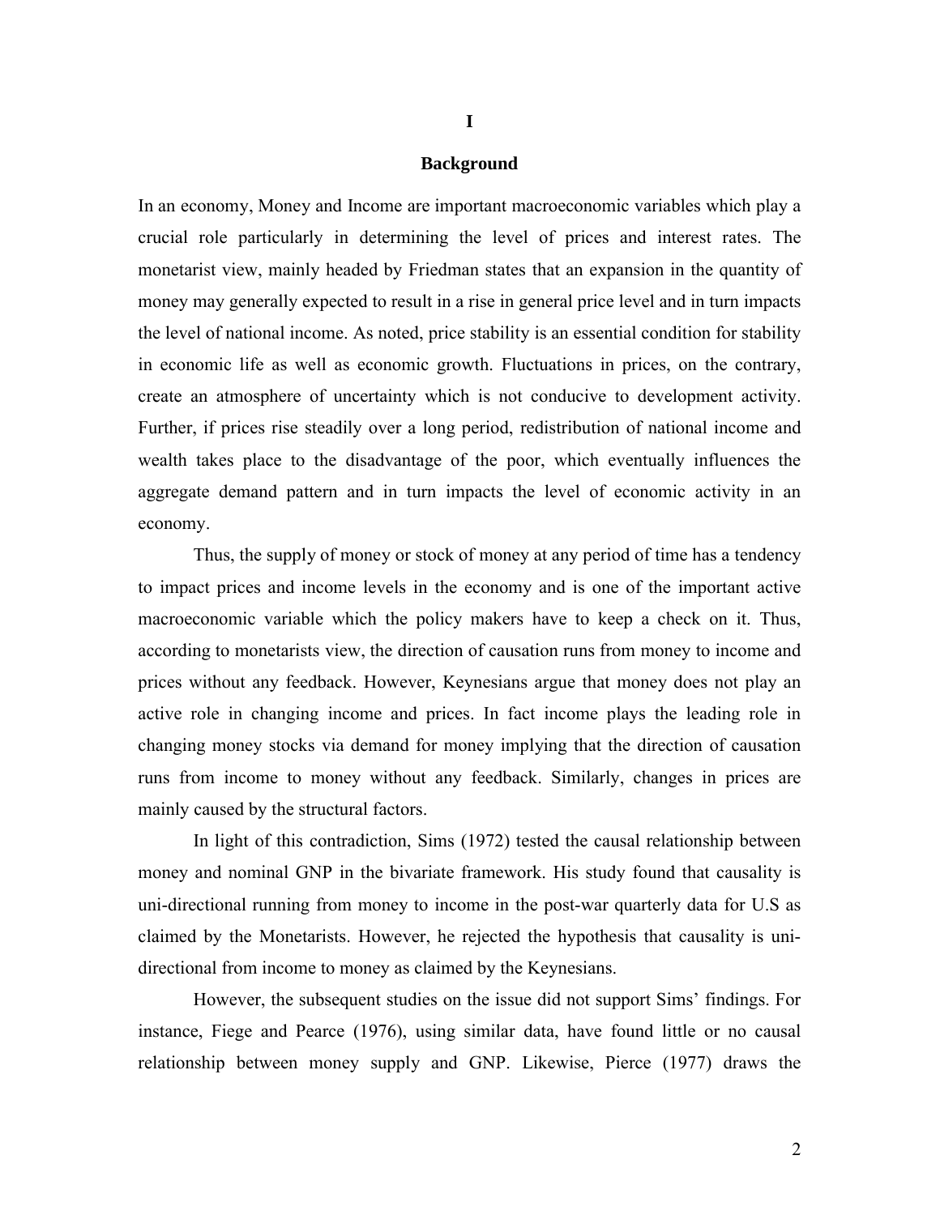# I

## Background

In an economy, Money and Income are important macroeconomic variables which play a crucial role particularly in determining the level of prices and interest rates. The monetarist view, mainly headed by Friedman states that an expansion in the quantity of money may generally expected to result in a rise in general price level and in turn impacts the level of national income. As noted, price stability is an essential condition for stability in economic life as well as economic growth. Fluctuations in prices, on the contrary, create an atmosphere of uncertainty which is not conducive to development activity. Further, if prices rise steadily over a long period, redistribution of national income and wealth takes place to the disadvantage of the poor, which eventually influences the aggregate demand pattern and in turn impacts the level of economic activity in an economy.

Thus, the supply of money or stock of money at any period of time has a tendency to impact prices and income levels in the economy and is one of the important active macroeconomic variable which the policy makers have to keep a check on it. Thus, according to monetarists view, the direction of causation runs from money to income and prices without any feedback. However, Keynesians argue that money does not play an active role in changing income and prices. In fact income plays the leading role in changing money stocks via demand for money implying that the direction of causation runs from income to money without any feedback. Similarly, changes in prices are mainly caused by the structural factors.

In light of this contradiction, Sims (1972) tested the causal relationship between money and nominal GNP in the bivariate framework. His study found that causality is uni-directional running from money to income in the post-war quarterly data for U.S as claimed by the Monetarists. However, he rejected the hypothesis that causality is uni-directional from income to money as claimed by the Keynesians.

However, the subsequent studies on the issue did not support Sims' findings. For instance, Fiege and Pearce (1976), using similar data, have found little or no causal relationship between money supply and GNP. Likewise, Pierce (1977) draws the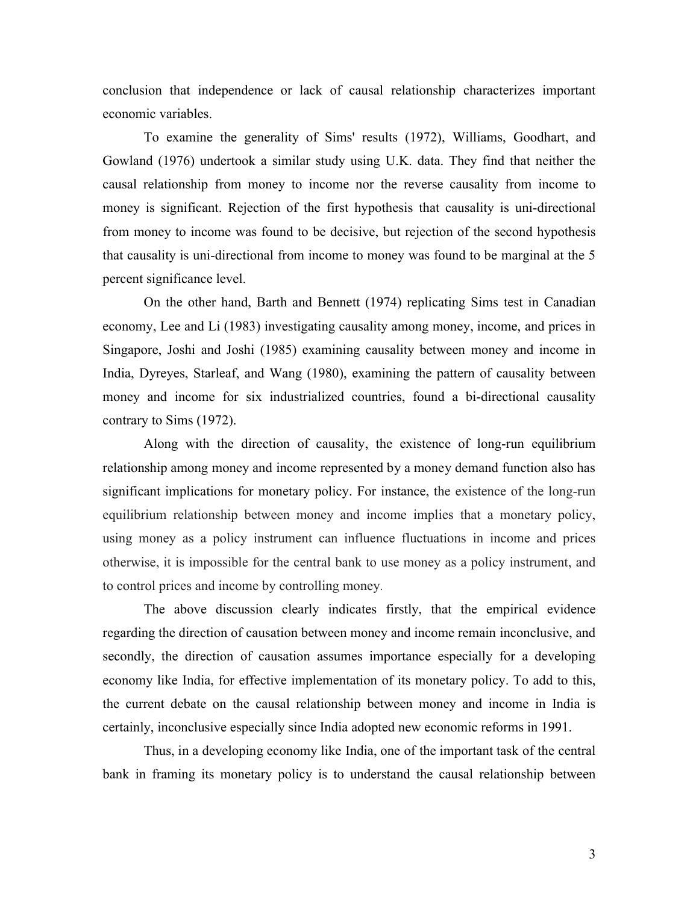conclusion that independence or lack of causal relationship characterizes important economic variables.

To examine the generality of Sims' results (1972), Williams, Goodhart, and Gowland (1976) undertook a similar study using U.K. data. They find that neither the causal relationship from money to income nor the reverse causality from income to money is significant. Rejection of the first hypothesis that causality is uni-directional from money to income was found to be decisive, but rejection of the second hypothesis that causality is uni-directional from income to money was found to be marginal at the 5 percent significance level.

On the other hand, Barth and Bennett (1974) replicating Sims test in Canadian economy, Lee and Li (1983) investigating causality among money, income, and prices in Singapore, Joshi and Joshi (1985) examining causality between money and income in India, Dyreyes, Starleaf, and Wang (1980), examining the pattern of causality between money and income for six industrialized countries, found a bi-directional causality contrary to Sims (1972).

Along with the direction of causality, the existence of long-run equilibrium relationship among money and income represented by a money demand function also has significant implications for monetary policy. For instance, the existence of the long-run equilibrium relationship between money and income implies that a monetary policy, using money as a policy instrument can influence fluctuations in income and prices otherwise, it is impossible for the central bank to use money as a policy instrument, and to control prices and income by controlling money.

The above discussion clearly indicates firstly, that the empirical evidence regarding the direction of causation between money and income remain inconclusive, and secondly, the direction of causation assumes importance especially for a developing economy like India, for effective implementation of its monetary policy. To add to this, the current debate on the causal relationship between money and income in India is certainly, inconclusive especially since India adopted new economic reforms in 1991.

Thus, in a developing economy like India, one of the important task of the central bank in framing its monetary policy is to understand the causal relationship between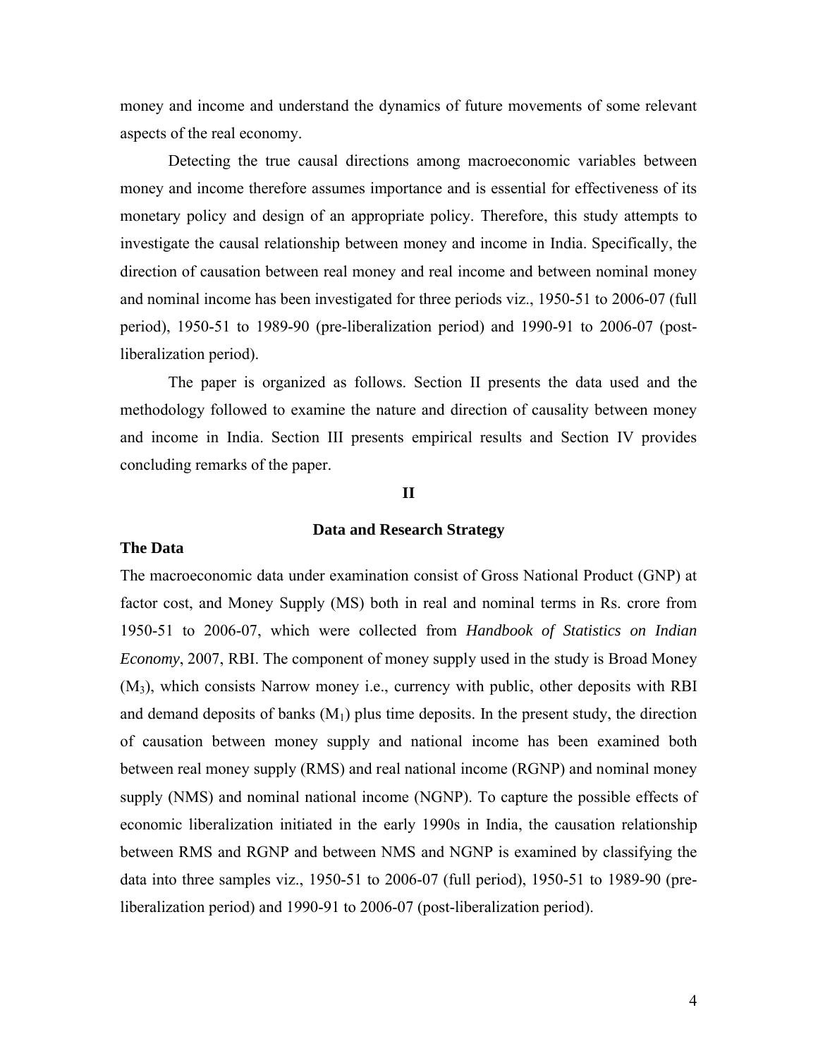money and income and understand the dynamics of future movements of some relevant aspects of the real economy.

Detecting the true causal directions among macroeconomic variables between money and income therefore assumes importance and is essential for effectiveness of its monetary policy and design of an appropriate policy. Therefore, this study attempts to investigate the causal relationship between money and income in India. Specifically, the direction of causation between real money and real income and between nominal money and nominal income has been investigated for three periods viz., 1950-51 to 2006-07 (full period), 1950-51 to 1989-90 (pre-liberalization period) and 1990-91 to 2006-07 (post-liberalization period).

The paper is organized as follows. Section II presents the data used and the methodology followed to examine the nature and direction of causality between money and income in India. Section III presents empirical results and Section IV provides concluding remarks of the paper.

## II

## Data and Research Strategy

### The Data

The macroeconomic data under examination consist of Gross National Product (GNP) at factor cost, and Money Supply (MS) both in real and nominal terms in Rs. crore from 1950-51 to 2006-07, which were collected from *Handbook of Statistics on Indian Economy*, 2007, RBI. The component of money supply used in the study is Broad Money ($M_3$), which consists Narrow money i.e., currency with public, other deposits with RBI and demand deposits of banks ($M_1$) plus time deposits. In the present study, the direction of causation between money supply and national income has been examined both between real money supply (RMS) and real national income (RGNP) and nominal money supply (NMS) and nominal national income (NGNP). To capture the possible effects of economic liberalization initiated in the early 1990s in India, the causation relationship between RMS and RGNP and between NMS and NGNP is examined by classifying the data into three samples viz., 1950-51 to 2006-07 (full period), 1950-51 to 1989-90 (pre-liberalization period) and 1990-91 to 2006-07 (post-liberalization period).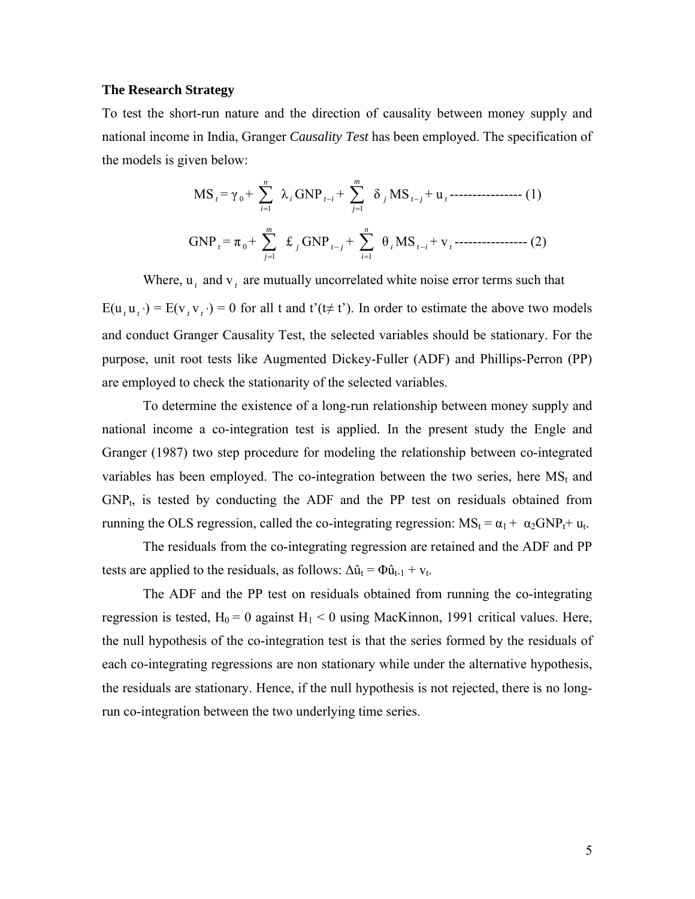**The Research Strategy**

To test the short-run nature and the direction of causality between money supply and national income in India, Granger *Causality Test* has been employed. The specification of the models is given below:

$$MS_t = \gamma_0 + \sum_{i=1}^{n} \lambda_i GNP_{t-i} + \sum_{j=1}^{m} \delta_j MS_{t-j} + u_t \text{ ---------------- (1)}$$

$$GNP_t = \pi_0 + \sum_{j=1}^{m} \pounds_j GNP_{t-j} + \sum_{i=1}^{n} \theta_i MS_{t-i} + v_t \text{ ---------------- (2)}$$

Where, $u_t$ and $v_t$ are mutually uncorrelated white noise error terms such that $E(u_t u_{t'}) = E(v_t v_{t'}) = 0$ for all t and t'($t \neq t'$). In order to estimate the above two models and conduct Granger Causality Test, the selected variables should be stationary. For the purpose, unit root tests like Augmented Dickey-Fuller (ADF) and Phillips-Perron (PP) are employed to check the stationarity of the selected variables.

To determine the existence of a long-run relationship between money supply and national income a co-integration test is applied. In the present study the Engle and Granger (1987) two step procedure for modeling the relationship between co-integrated variables has been employed. The co-integration between the two series, here $MS_t$ and $GNP_t$, is tested by conducting the ADF and the PP test on residuals obtained from running the OLS regression, called the co-integrating regression: $MS_t = \alpha_1 + \alpha_2 GNP_t + u_t$.

The residuals from the co-integrating regression are retained and the ADF and PP tests are applied to the residuals, as follows: $\Delta\hat{u}_t = \Phi\hat{u}_{t-1} + v_t$.

The ADF and the PP test on residuals obtained from running the co-integrating regression is tested, $H_0 = 0$ against $H_1 < 0$ using MacKinnon, 1991 critical values. Here, the null hypothesis of the co-integration test is that the series formed by the residuals of each co-integrating regressions are non stationary while under the alternative hypothesis, the residuals are stationary. Hence, if the null hypothesis is not rejected, there is no long-run co-integration between the two underlying time series.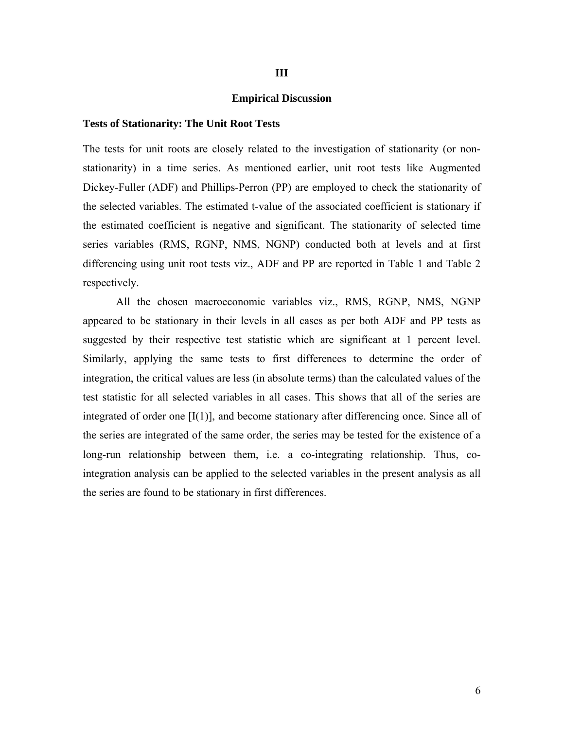# III

## Empirical Discussion

### Tests of Stationarity: The Unit Root Tests

The tests for unit roots are closely related to the investigation of stationarity (or non-stationarity) in a time series. As mentioned earlier, unit root tests like Augmented Dickey-Fuller (ADF) and Phillips-Perron (PP) are employed to check the stationarity of the selected variables. The estimated t-value of the associated coefficient is stationary if the estimated coefficient is negative and significant. The stationarity of selected time series variables (RMS, RGNP, NMS, NGNP) conducted both at levels and at first differencing using unit root tests viz., ADF and PP are reported in Table 1 and Table 2 respectively.

All the chosen macroeconomic variables viz., RMS, RGNP, NMS, NGNP appeared to be stationary in their levels in all cases as per both ADF and PP tests as suggested by their respective test statistic which are significant at 1 percent level. Similarly, applying the same tests to first differences to determine the order of integration, the critical values are less (in absolute terms) than the calculated values of the test statistic for all selected variables in all cases. This shows that all of the series are integrated of order one [I(1)], and become stationary after differencing once. Since all of the series are integrated of the same order, the series may be tested for the existence of a long-run relationship between them, i.e. a co-integrating relationship. Thus, co-integration analysis can be applied to the selected variables in the present analysis as all the series are found to be stationary in first differences.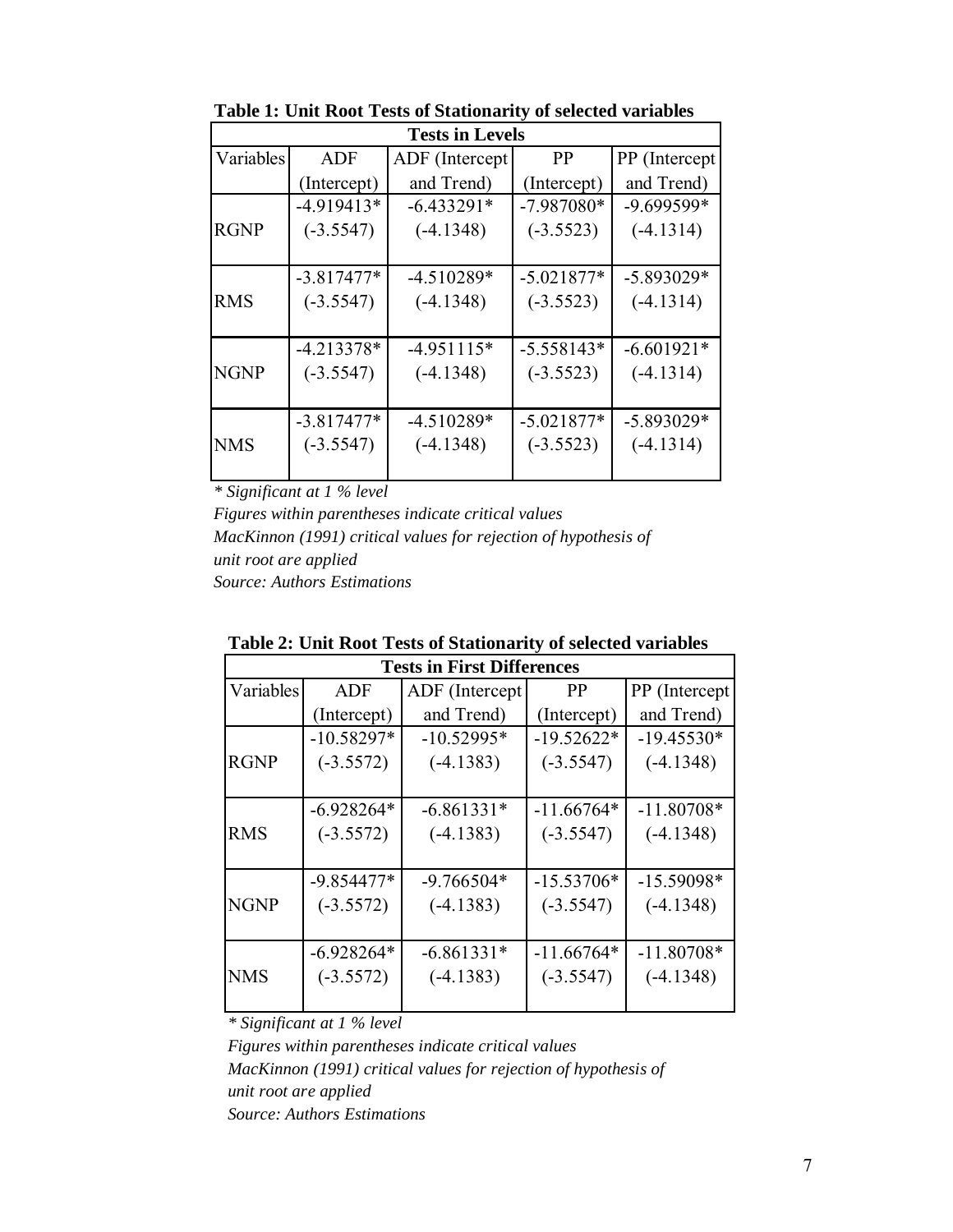**Table 1: Unit Root Tests of Stationarity of selected variables**

| Tests in Levels | | | | |
|---|---|---|---|---|
| Variables | ADF (Intercept) | ADF (Intercept and Trend) | PP (Intercept) | PP (Intercept and Trend) |
| RGNP | -4.919413* (-3.5547) | -6.433291* (-4.1348) | -7.987080* (-3.5523) | -9.699599* (-4.1314) |
| RMS | -3.817477* (-3.5547) | -4.510289* (-4.1348) | -5.021877* (-3.5523) | -5.893029* (-4.1314) |
| NGNP | -4.213378* (-3.5547) | -4.951115* (-4.1348) | -5.558143* (-3.5523) | -6.601921* (-4.1314) |
| NMS | -3.817477* (-3.5547) | -4.510289* (-4.1348) | -5.021877* (-3.5523) | -5.893029* (-4.1314) |

*\* Significant at 1 % level*
*Figures within parentheses indicate critical values*
*MacKinnon (1991) critical values for rejection of hypothesis of unit root are applied*
*Source: Authors Estimations*

**Table 2: Unit Root Tests of Stationarity of selected variables**

| Tests in First Differences | | | | |
|---|---|---|---|---|
| Variables | ADF (Intercept) | ADF (Intercept and Trend) | PP (Intercept) | PP (Intercept and Trend) |
| RGNP | -10.58297* (-3.5572) | -10.52995* (-4.1383) | -19.52622* (-3.5547) | -19.45530* (-4.1348) |
| RMS | -6.928264* (-3.5572) | -6.861331* (-4.1383) | -11.66764* (-3.5547) | -11.80708* (-4.1348) |
| NGNP | -9.854477* (-3.5572) | -9.766504* (-4.1383) | -15.53706* (-3.5547) | -15.59098* (-4.1348) |
| NMS | -6.928264* (-3.5572) | -6.861331* (-4.1383) | -11.66764* (-3.5547) | -11.80708* (-4.1348) |

*\* Significant at 1 % level*
*Figures within parentheses indicate critical values*
*MacKinnon (1991) critical values for rejection of hypothesis of unit root are applied*
*Source: Authors Estimations*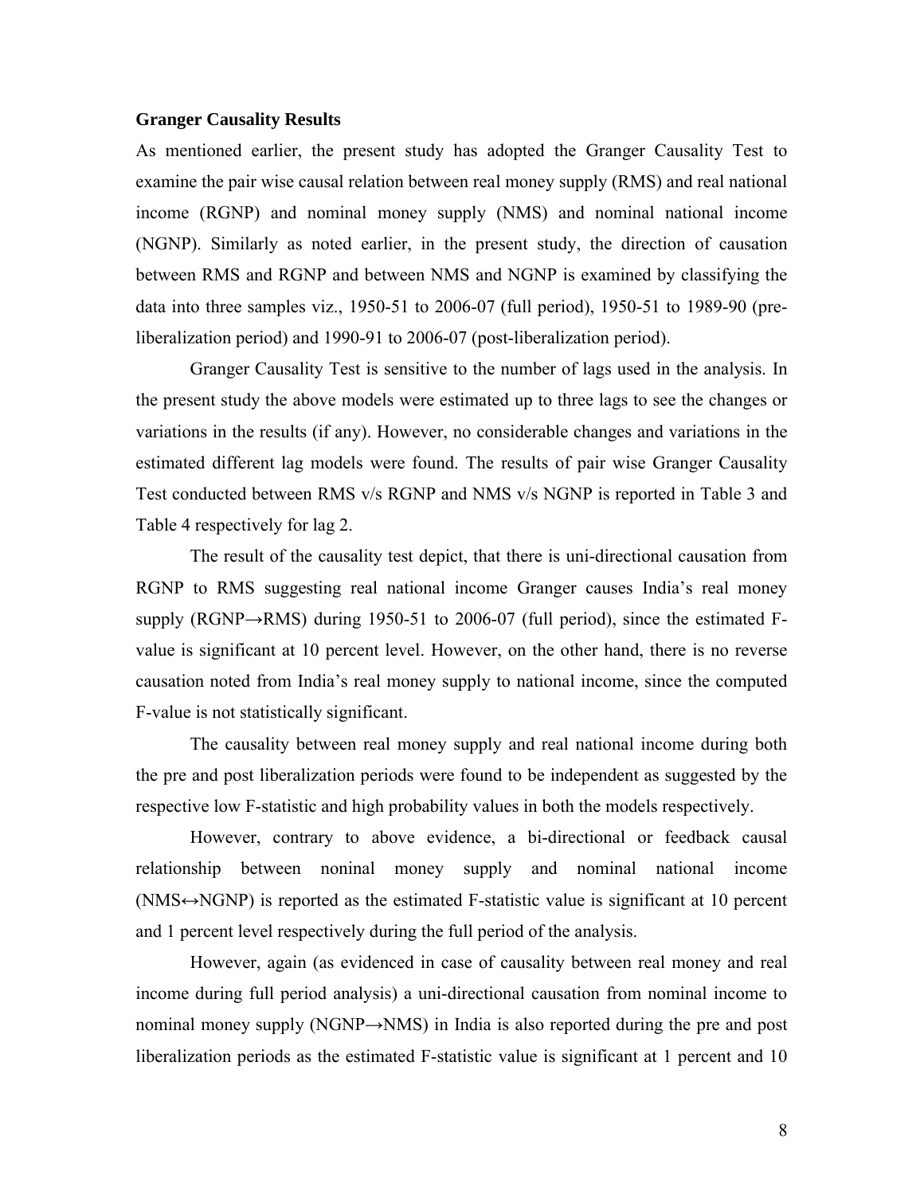**Granger Causality Results**

As mentioned earlier, the present study has adopted the Granger Causality Test to examine the pair wise causal relation between real money supply (RMS) and real national income (RGNP) and nominal money supply (NMS) and nominal national income (NGNP). Similarly as noted earlier, in the present study, the direction of causation between RMS and RGNP and between NMS and NGNP is examined by classifying the data into three samples viz., 1950-51 to 2006-07 (full period), 1950-51 to 1989-90 (pre-liberalization period) and 1990-91 to 2006-07 (post-liberalization period).

Granger Causality Test is sensitive to the number of lags used in the analysis. In the present study the above models were estimated up to three lags to see the changes or variations in the results (if any). However, no considerable changes and variations in the estimated different lag models were found. The results of pair wise Granger Causality Test conducted between RMS v/s RGNP and NMS v/s NGNP is reported in Table 3 and Table 4 respectively for lag 2.

The result of the causality test depict, that there is uni-directional causation from RGNP to RMS suggesting real national income Granger causes India's real money supply (RGNP→RMS) during 1950-51 to 2006-07 (full period), since the estimated F-value is significant at 10 percent level. However, on the other hand, there is no reverse causation noted from India's real money supply to national income, since the computed F-value is not statistically significant.

The causality between real money supply and real national income during both the pre and post liberalization periods were found to be independent as suggested by the respective low F-statistic and high probability values in both the models respectively.

However, contrary to above evidence, a bi-directional or feedback causal relationship between noninal money supply and nominal national income (NMS↔NGNP) is reported as the estimated F-statistic value is significant at 10 percent and 1 percent level respectively during the full period of the analysis.

However, again (as evidenced in case of causality between real money and real income during full period analysis) a uni-directional causation from nominal income to nominal money supply (NGNP→NMS) in India is also reported during the pre and post liberalization periods as the estimated F-statistic value is significant at 1 percent and 10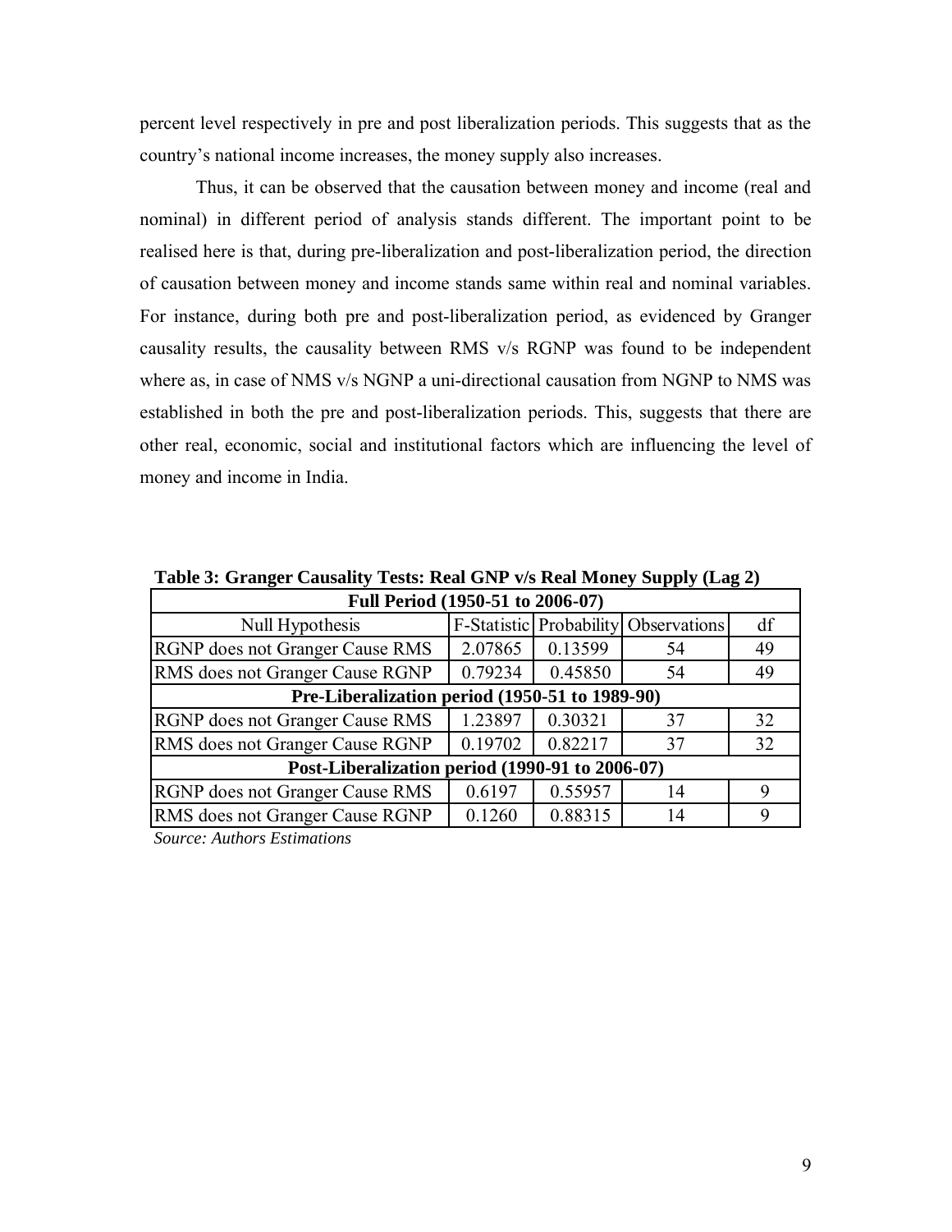percent level respectively in pre and post liberalization periods. This suggests that as the country's national income increases, the money supply also increases.

Thus, it can be observed that the causation between money and income (real and nominal) in different period of analysis stands different. The important point to be realised here is that, during pre-liberalization and post-liberalization period, the direction of causation between money and income stands same within real and nominal variables. For instance, during both pre and post-liberalization period, as evidenced by Granger causality results, the causality between RMS v/s RGNP was found to be independent where as, in case of NMS v/s NGNP a uni-directional causation from NGNP to NMS was established in both the pre and post-liberalization periods. This, suggests that there are other real, economic, social and institutional factors which are influencing the level of money and income in India.

**Table 3: Granger Causality Tests: Real GNP v/s Real Money Supply (Lag 2)**

| **Full Period (1950-51 to 2006-07)** | | | | |
|---|---|---|---|---|
| Null Hypothesis | F-Statistic | Probability | Observations | df |
| RGNP does not Granger Cause RMS | 2.07865 | 0.13599 | 54 | 49 |
| RMS does not Granger Cause RGNP | 0.79234 | 0.45850 | 54 | 49 |
| **Pre-Liberalization period (1950-51 to 1989-90)** | | | | |
| RGNP does not Granger Cause RMS | 1.23897 | 0.30321 | 37 | 32 |
| RMS does not Granger Cause RGNP | 0.19702 | 0.82217 | 37 | 32 |
| **Post-Liberalization period (1990-91 to 2006-07)** | | | | |
| RGNP does not Granger Cause RMS | 0.6197 | 0.55957 | 14 | 9 |
| RMS does not Granger Cause RGNP | 0.1260 | 0.88315 | 14 | 9 |

*Source: Authors Estimations*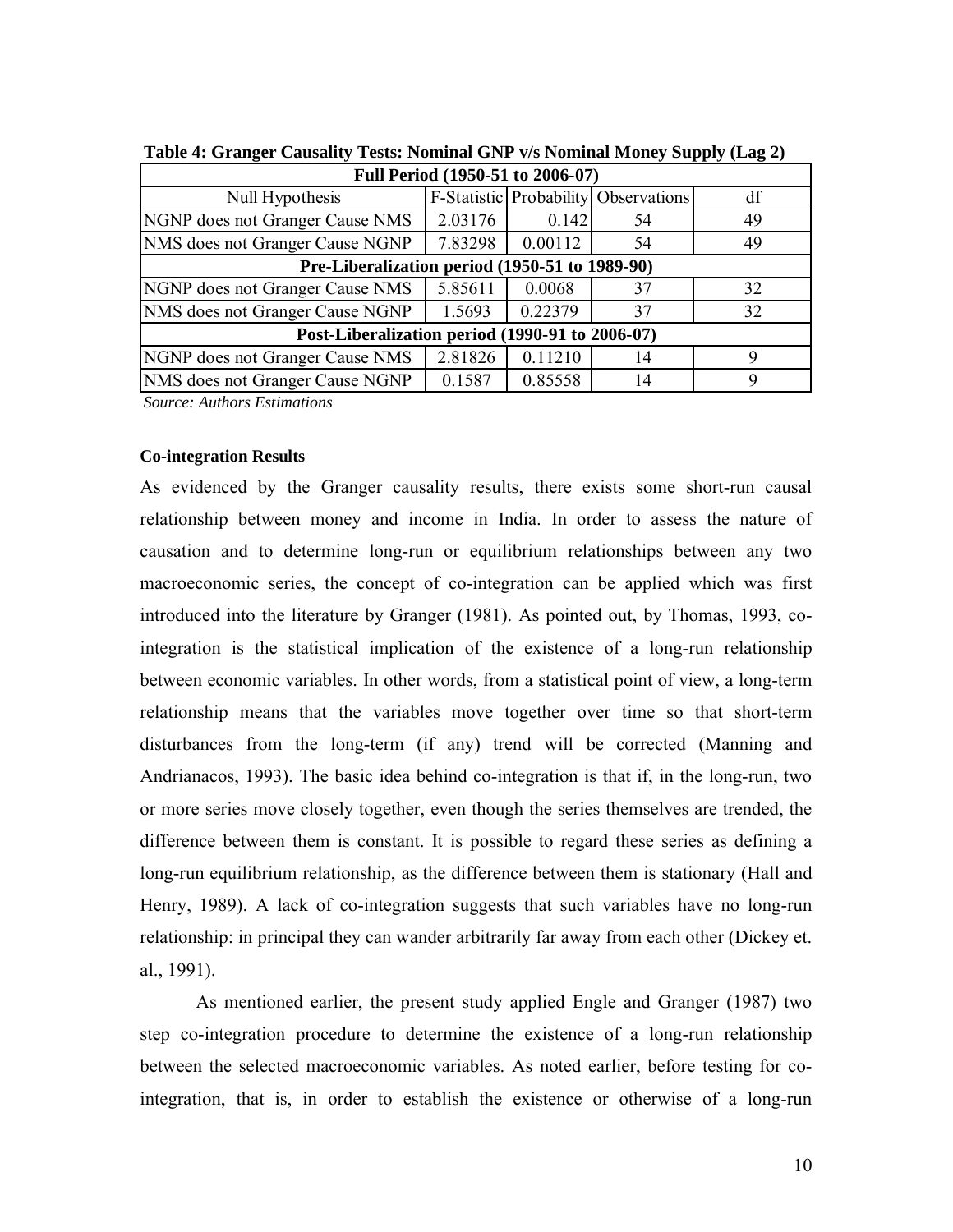**Table 4: Granger Causality Tests: Nominal GNP v/s Nominal Money Supply (Lag 2)**

| Null Hypothesis | F-Statistic | Probability | Observations | df |
|---|---|---|---|---|
| **Full Period (1950-51 to 2006-07)** | | | | |
| NGNP does not Granger Cause NMS | 2.03176 | 0.142 | 54 | 49 |
| NMS does not Granger Cause NGNP | 7.83298 | 0.00112 | 54 | 49 |
| **Pre-Liberalization period (1950-51 to 1989-90)** | | | | |
| NGNP does not Granger Cause NMS | 5.85611 | 0.0068 | 37 | 32 |
| NMS does not Granger Cause NGNP | 1.5693 | 0.22379 | 37 | 32 |
| **Post-Liberalization period (1990-91 to 2006-07)** | | | | |
| NGNP does not Granger Cause NMS | 2.81826 | 0.11210 | 14 | 9 |
| NMS does not Granger Cause NGNP | 0.1587 | 0.85558 | 14 | 9 |

*Source: Authors Estimations*

**Co-integration Results**

As evidenced by the Granger causality results, there exists some short-run causal relationship between money and income in India. In order to assess the nature of causation and to determine long-run or equilibrium relationships between any two macroeconomic series, the concept of co-integration can be applied which was first introduced into the literature by Granger (1981). As pointed out, by Thomas, 1993, co-integration is the statistical implication of the existence of a long-run relationship between economic variables. In other words, from a statistical point of view, a long-term relationship means that the variables move together over time so that short-term disturbances from the long-term (if any) trend will be corrected (Manning and Andrianacos, 1993). The basic idea behind co-integration is that if, in the long-run, two or more series move closely together, even though the series themselves are trended, the difference between them is constant. It is possible to regard these series as defining a long-run equilibrium relationship, as the difference between them is stationary (Hall and Henry, 1989). A lack of co-integration suggests that such variables have no long-run relationship: in principal they can wander arbitrarily far away from each other (Dickey et. al., 1991).

As mentioned earlier, the present study applied Engle and Granger (1987) two step co-integration procedure to determine the existence of a long-run relationship between the selected macroeconomic variables. As noted earlier, before testing for co-integration, that is, in order to establish the existence or otherwise of a long-run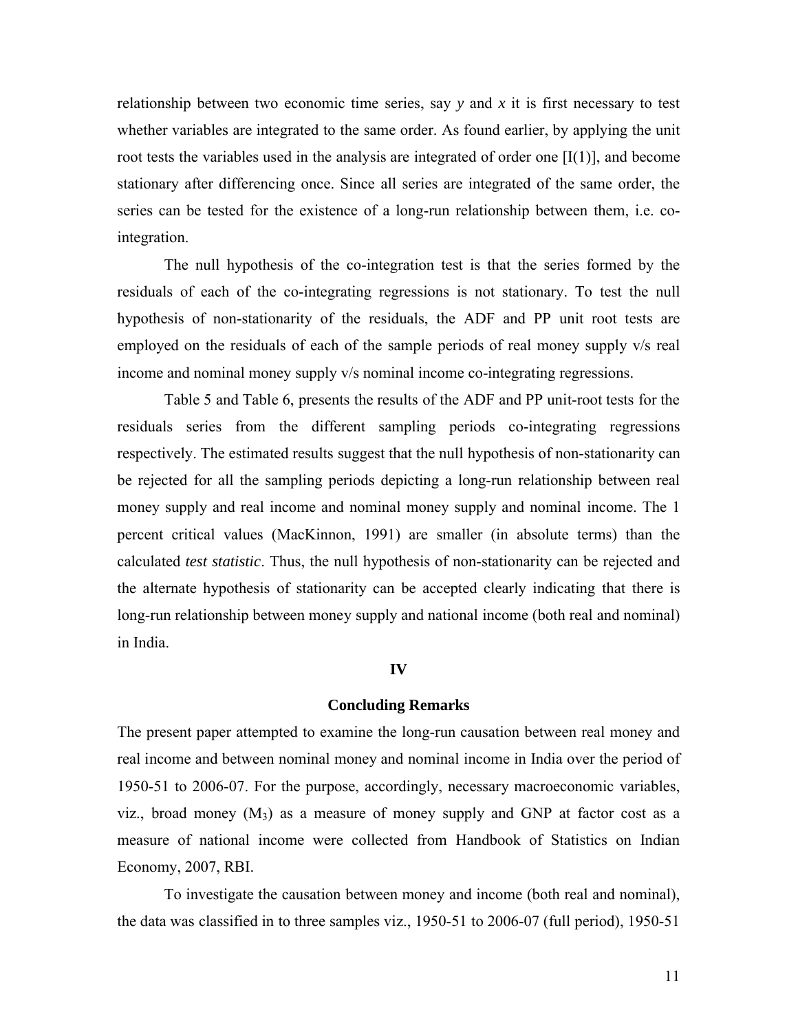relationship between two economic time series, say *y* and *x* it is first necessary to test whether variables are integrated to the same order. As found earlier, by applying the unit root tests the variables used in the analysis are integrated of order one [I(1)], and become stationary after differencing once. Since all series are integrated of the same order, the series can be tested for the existence of a long-run relationship between them, i.e. co-integration.

The null hypothesis of the co-integration test is that the series formed by the residuals of each of the co-integrating regressions is not stationary. To test the null hypothesis of non-stationarity of the residuals, the ADF and PP unit root tests are employed on the residuals of each of the sample periods of real money supply v/s real income and nominal money supply v/s nominal income co-integrating regressions.

Table 5 and Table 6, presents the results of the ADF and PP unit-root tests for the residuals series from the different sampling periods co-integrating regressions respectively. The estimated results suggest that the null hypothesis of non-stationarity can be rejected for all the sampling periods depicting a long-run relationship between real money supply and real income and nominal money supply and nominal income. The 1 percent critical values (MacKinnon, 1991) are smaller (in absolute terms) than the calculated *test statistic*. Thus, the null hypothesis of non-stationarity can be rejected and the alternate hypothesis of stationarity can be accepted clearly indicating that there is long-run relationship between money supply and national income (both real and nominal) in India.

## IV

## Concluding Remarks

The present paper attempted to examine the long-run causation between real money and real income and between nominal money and nominal income in India over the period of 1950-51 to 2006-07. For the purpose, accordingly, necessary macroeconomic variables, viz., broad money ($M_3$) as a measure of money supply and GNP at factor cost as a measure of national income were collected from Handbook of Statistics on Indian Economy, 2007, RBI.

To investigate the causation between money and income (both real and nominal), the data was classified in to three samples viz., 1950-51 to 2006-07 (full period), 1950-51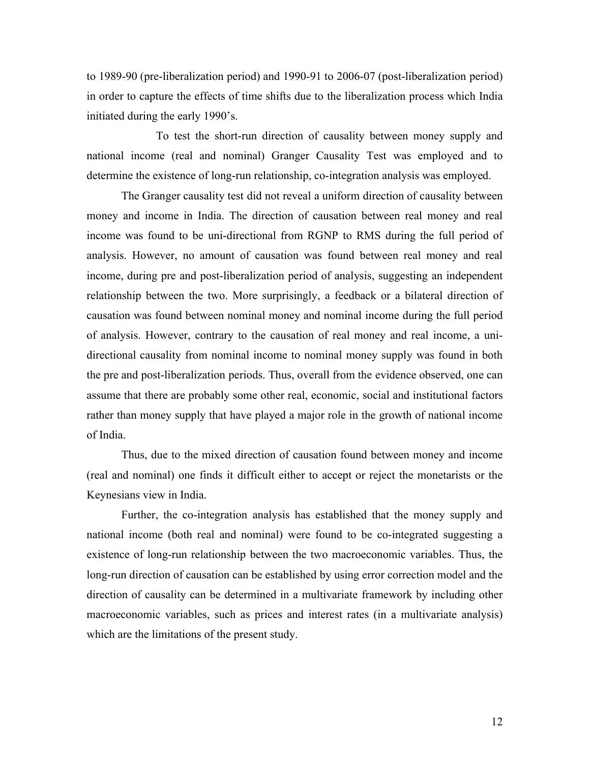to 1989-90 (pre-liberalization period) and 1990-91 to 2006-07 (post-liberalization period) in order to capture the effects of time shifts due to the liberalization process which India initiated during the early 1990's.

To test the short-run direction of causality between money supply and national income (real and nominal) Granger Causality Test was employed and to determine the existence of long-run relationship, co-integration analysis was employed.

The Granger causality test did not reveal a uniform direction of causality between money and income in India. The direction of causation between real money and real income was found to be uni-directional from RGNP to RMS during the full period of analysis. However, no amount of causation was found between real money and real income, during pre and post-liberalization period of analysis, suggesting an independent relationship between the two. More surprisingly, a feedback or a bilateral direction of causation was found between nominal money and nominal income during the full period of analysis. However, contrary to the causation of real money and real income, a uni-directional causality from nominal income to nominal money supply was found in both the pre and post-liberalization periods. Thus, overall from the evidence observed, one can assume that there are probably some other real, economic, social and institutional factors rather than money supply that have played a major role in the growth of national income of India.

Thus, due to the mixed direction of causation found between money and income (real and nominal) one finds it difficult either to accept or reject the monetarists or the Keynesians view in India.

Further, the co-integration analysis has established that the money supply and national income (both real and nominal) were found to be co-integrated suggesting a existence of long-run relationship between the two macroeconomic variables. Thus, the long-run direction of causation can be established by using error correction model and the direction of causality can be determined in a multivariate framework by including other macroeconomic variables, such as prices and interest rates (in a multivariate analysis) which are the limitations of the present study.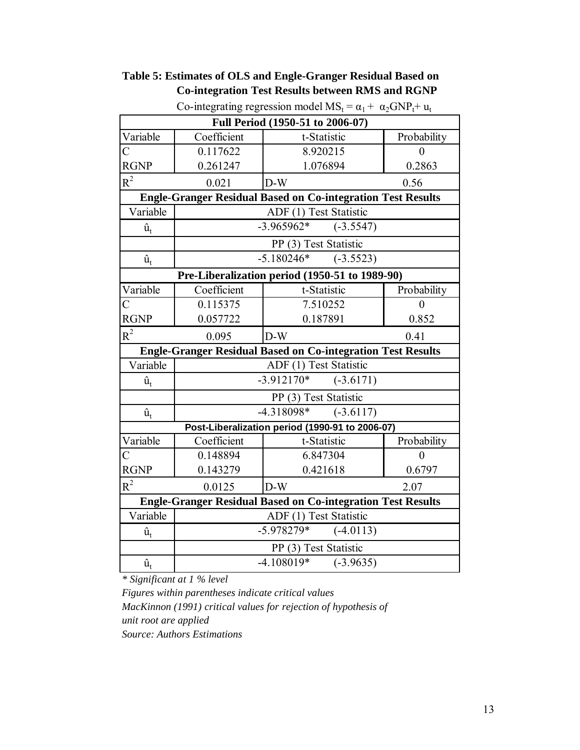**Table 5: Estimates of OLS and Engle-Granger Residual Based on Co-integration Test Results between RMS and RGNP**

Co-integrating regression model $MS_t = \alpha_1 + \alpha_2 GNP_t + u_t$

| **Full Period (1950-51 to 2006-07)** | | | |
|---|---|---|---|
| Variable | Coefficient | t-Statistic | Probability |
| C | 0.117622 | 8.920215 | 0 |
| RGNP | 0.261247 | 1.076894 | 0.2863 |
| $R^2$ | 0.021 | D-W | 0.56 |
| **Engle-Granger Residual Based on Co-integration Test Results** | | | |
| Variable | ADF (1) Test Statistic | | |
| $\hat{u}_t$ | -3.965962* (-3.5547) | | |
| | PP (3) Test Statistic | | |
| $\hat{u}_t$ | -5.180246* (-3.5523) | | |
| **Pre-Liberalization period (1950-51 to 1989-90)** | | | |
| Variable | Coefficient | t-Statistic | Probability |
| C | 0.115375 | 7.510252 | 0 |
| RGNP | 0.057722 | 0.187891 | 0.852 |
| $R^2$ | 0.095 | D-W | 0.41 |
| **Engle-Granger Residual Based on Co-integration Test Results** | | | |
| Variable | ADF (1) Test Statistic | | |
| $\hat{u}_t$ | -3.912170* (-3.6171) | | |
| | PP (3) Test Statistic | | |
| $\hat{u}_t$ | -4.318098* (-3.6117) | | |
| **Post-Liberalization period (1990-91 to 2006-07)** | | | |
| Variable | Coefficient | t-Statistic | Probability |
| C | 0.148894 | 6.847304 | 0 |
| RGNP | 0.143279 | 0.421618 | 0.6797 |
| $R^2$ | 0.0125 | D-W | 2.07 |
| **Engle-Granger Residual Based on Co-integration Test Results** | | | |
| Variable | ADF (1) Test Statistic | | |
| $\hat{u}_t$ | -5.978279* (-4.0113) | | |
| | PP (3) Test Statistic | | |
| $\hat{u}_t$ | -4.108019* (-3.9635) | | |

*\* Significant at 1 % level*

*Figures within parentheses indicate critical values*

*MacKinnon (1991) critical values for rejection of hypothesis of unit root are applied*

*Source: Authors Estimations*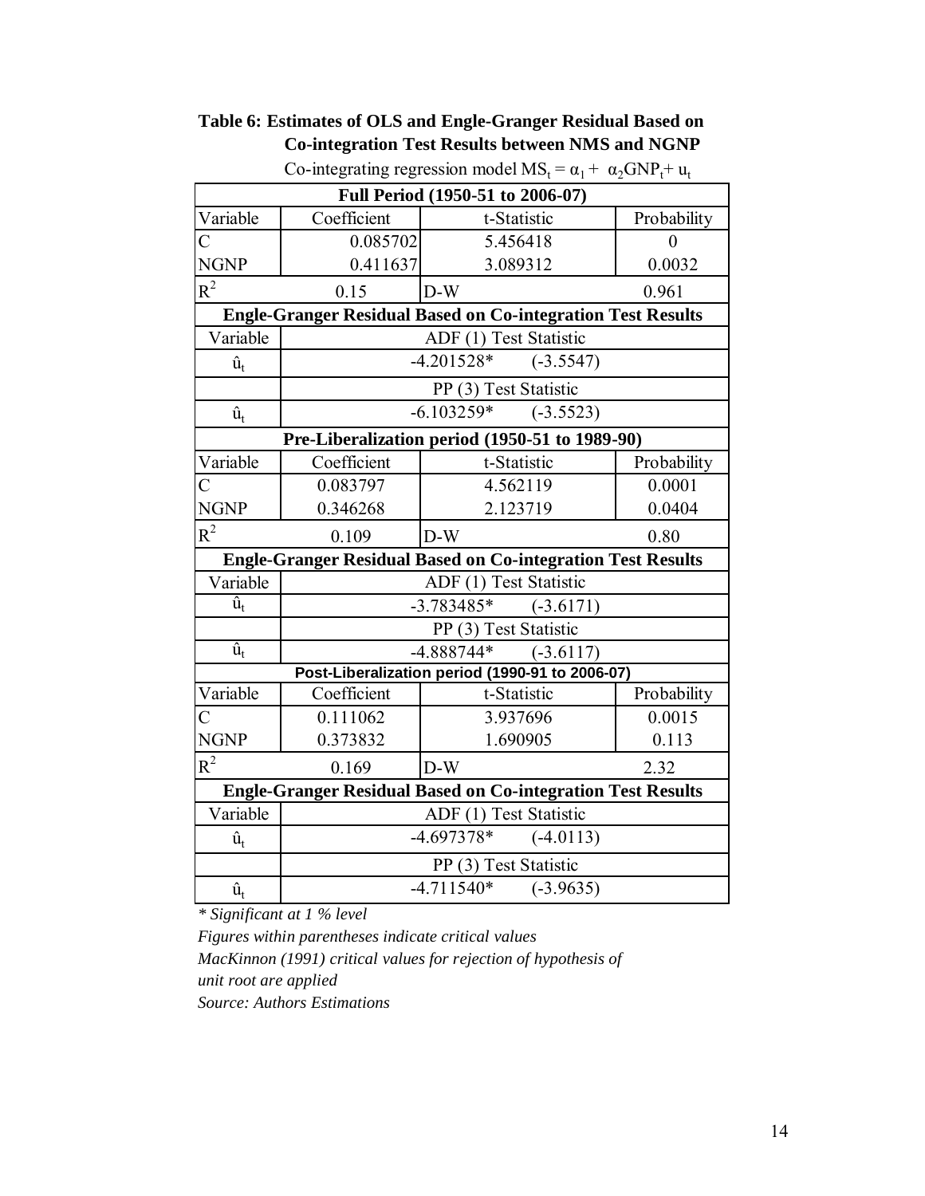**Table 6: Estimates of OLS and Engle-Granger Residual Based on Co-integration Test Results between NMS and NGNP**

Co-integrating regression model $MS_t = \alpha_1 + \alpha_2 GNP_t + u_t$

| Variable | Coefficient | t-Statistic | Probability |
|---|---|---|---|
| **Full Period (1950-51 to 2006-07)** | | | |
| C | 0.085702 | 5.456418 | 0 |
| NGNP | 0.411637 | 3.089312 | 0.0032 |
| $R^2$ | 0.15 | D-W | 0.961 |
| **Engle-Granger Residual Based on Co-integration Test Results** | | | |
| Variable | ADF (1) Test Statistic | | |
| $\hat{u}_t$ | -4.201528* (-3.5547) | | |
| | PP (3) Test Statistic | | |
| $\hat{u}_t$ | -6.103259* (-3.5523) | | |
| **Pre-Liberalization period (1950-51 to 1989-90)** | | | |
| Variable | Coefficient | t-Statistic | Probability |
| C | 0.083797 | 4.562119 | 0.0001 |
| NGNP | 0.346268 | 2.123719 | 0.0404 |
| $R^2$ | 0.109 | D-W | 0.80 |
| **Engle-Granger Residual Based on Co-integration Test Results** | | | |
| Variable | ADF (1) Test Statistic | | |
| $\hat{u}_t$ | -3.783485* (-3.6171) | | |
| | PP (3) Test Statistic | | |
| $\hat{u}_t$ | -4.888744* (-3.6117) | | |
| **Post-Liberalization period (1990-91 to 2006-07)** | | | |
| Variable | Coefficient | t-Statistic | Probability |
| C | 0.111062 | 3.937696 | 0.0015 |
| NGNP | 0.373832 | 1.690905 | 0.113 |
| $R^2$ | 0.169 | D-W | 2.32 |
| **Engle-Granger Residual Based on Co-integration Test Results** | | | |
| Variable | ADF (1) Test Statistic | | |
| $\hat{u}_t$ | -4.697378* (-4.0113) | | |
| | PP (3) Test Statistic | | |
| $\hat{u}_t$ | -4.711540* (-3.9635) | | |

*\* Significant at 1 % level*

*Figures within parentheses indicate critical values*

*MacKinnon (1991) critical values for rejection of hypothesis of unit root are applied*

*Source: Authors Estimations*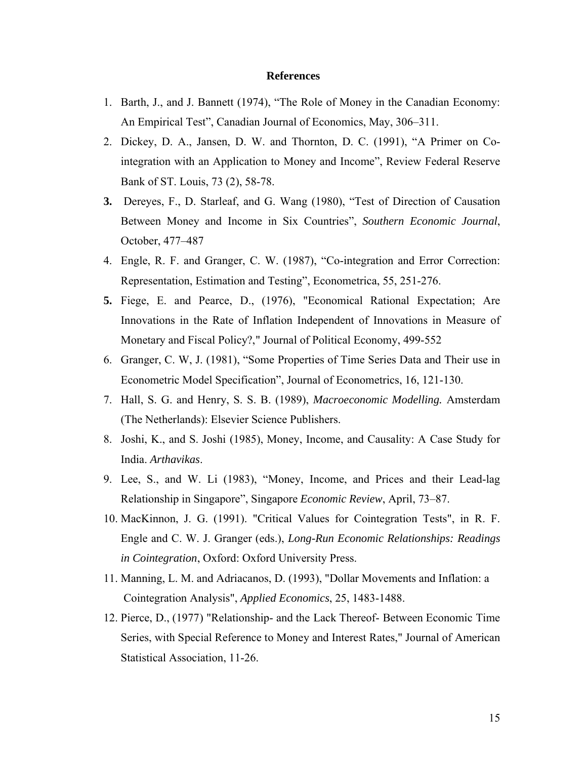## References

1. Barth, J., and J. Bannett (1974), "The Role of Money in the Canadian Economy: An Empirical Test", Canadian Journal of Economics, May, 306–311.
2. Dickey, D. A., Jansen, D. W. and Thornton, D. C. (1991), "A Primer on Co-integration with an Application to Money and Income", Review Federal Reserve Bank of ST. Louis, 73 (2), 58-78.
3. Dereyes, F., D. Starleaf, and G. Wang (1980), "Test of Direction of Causation Between Money and Income in Six Countries", *Southern Economic Journal*, October, 477–487
4. Engle, R. F. and Granger, C. W. (1987), "Co-integration and Error Correction: Representation, Estimation and Testing", Econometrica, 55, 251-276.
5. Fiege, E. and Pearce, D., (1976), "Economical Rational Expectation; Are Innovations in the Rate of Inflation Independent of Innovations in Measure of Monetary and Fiscal Policy?," Journal of Political Economy, 499-552
6. Granger, C. W, J. (1981), "Some Properties of Time Series Data and Their use in Econometric Model Specification", Journal of Econometrics, 16, 121-130.
7. Hall, S. G. and Henry, S. S. B. (1989), *Macroeconomic Modelling.* Amsterdam (The Netherlands): Elsevier Science Publishers.
8. Joshi, K., and S. Joshi (1985), Money, Income, and Causality: A Case Study for India. *Arthavikas*.
9. Lee, S., and W. Li (1983), "Money, Income, and Prices and their Lead-lag Relationship in Singapore", Singapore *Economic Review*, April, 73–87.
10. MacKinnon, J. G. (1991). "Critical Values for Cointegration Tests", in R. F. Engle and C. W. J. Granger (eds.), *Long-Run Economic Relationships: Readings in Cointegration*, Oxford: Oxford University Press.
11. Manning, L. M. and Adriacanos, D. (1993), "Dollar Movements and Inflation: a Cointegration Analysis", *Applied Economics*, 25, 1483-1488.
12. Pierce, D., (1977) "Relationship- and the Lack Thereof- Between Economic Time Series, with Special Reference to Money and Interest Rates," Journal of American Statistical Association, 11-26.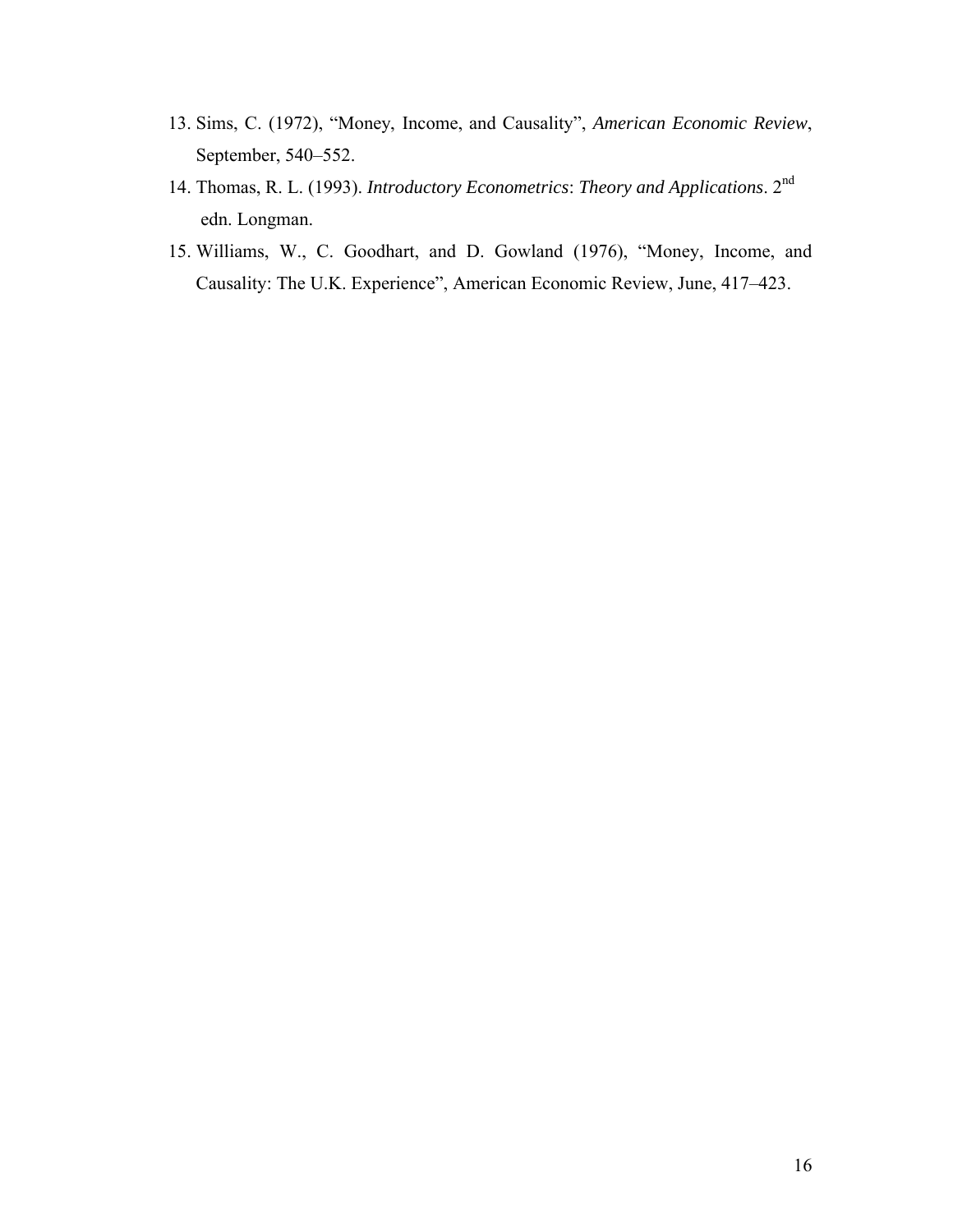13. Sims, C. (1972), "Money, Income, and Causality", *American Economic Review*, September, 540–552.
14. Thomas, R. L. (1993). *Introductory Econometrics*: *Theory and Applications*. 2nd edn. Longman.
15. Williams, W., C. Goodhart, and D. Gowland (1976), "Money, Income, and Causality: The U.K. Experience", American Economic Review, June, 417–423.